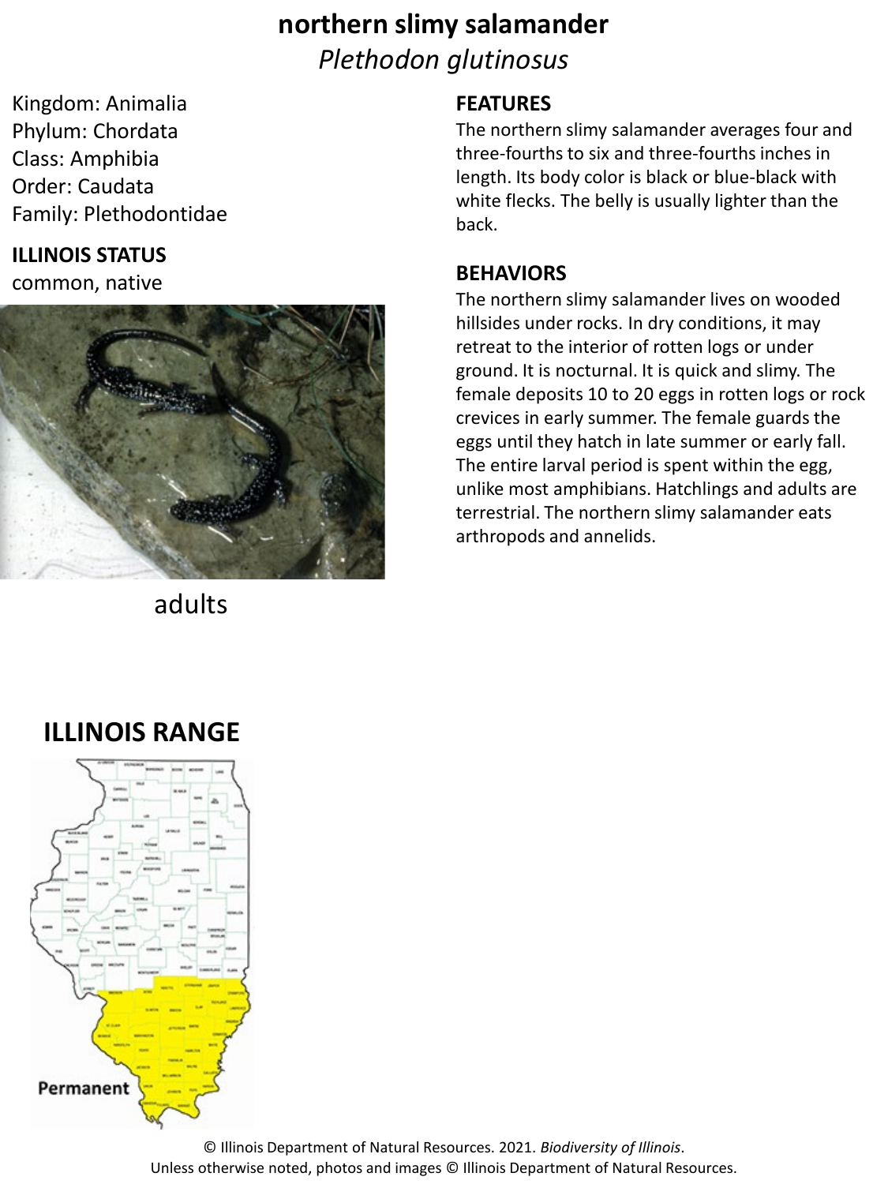# northern slimy salamander

*Plethodon glutinosus*

Kingdom: Animalia
Phylum: Chordata
Class: Amphibia
Order: Caudata
Family: Plethodontidae

**ILLINOIS STATUS**

common, native

adults

## FEATURES

The northern slimy salamander averages four and three-fourths to six and three-fourths inches in length. Its body color is black or blue-black with white flecks. The belly is usually lighter than the back.

## BEHAVIORS

The northern slimy salamander lives on wooded hillsides under rocks. In dry conditions, it may retreat to the interior of rotten logs or under ground. It is nocturnal. It is quick and slimy. The female deposits 10 to 20 eggs in rotten logs or rock crevices in early summer. The female guards the eggs until they hatch in late summer or early fall. The entire larval period is spent within the egg, unlike most amphibians. Hatchlings and adults are terrestrial. The northern slimy salamander eats arthropods and annelids.

## ILLINOIS RANGE

Permanent

© Illinois Department of Natural Resources. 2021. *Biodiversity of Illinois*.
Unless otherwise noted, photos and images © Illinois Department of Natural Resources.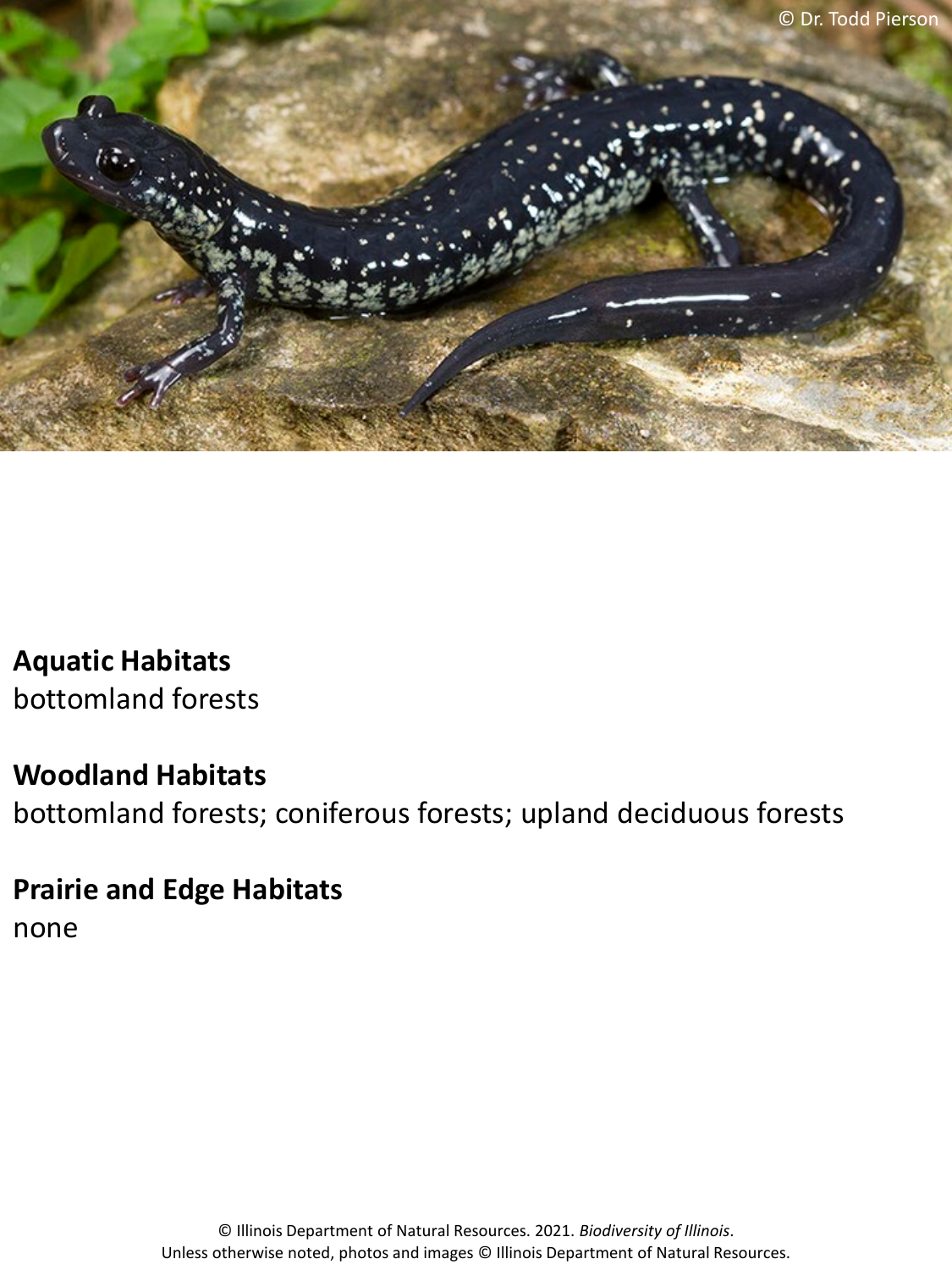**Aquatic Habitats**
bottomland forests

**Woodland Habitats**
bottomland forests; coniferous forests; upland deciduous forests

**Prairie and Edge Habitats**
none

© Illinois Department of Natural Resources. 2021. *Biodiversity of Illinois*.
Unless otherwise noted, photos and images © Illinois Department of Natural Resources.